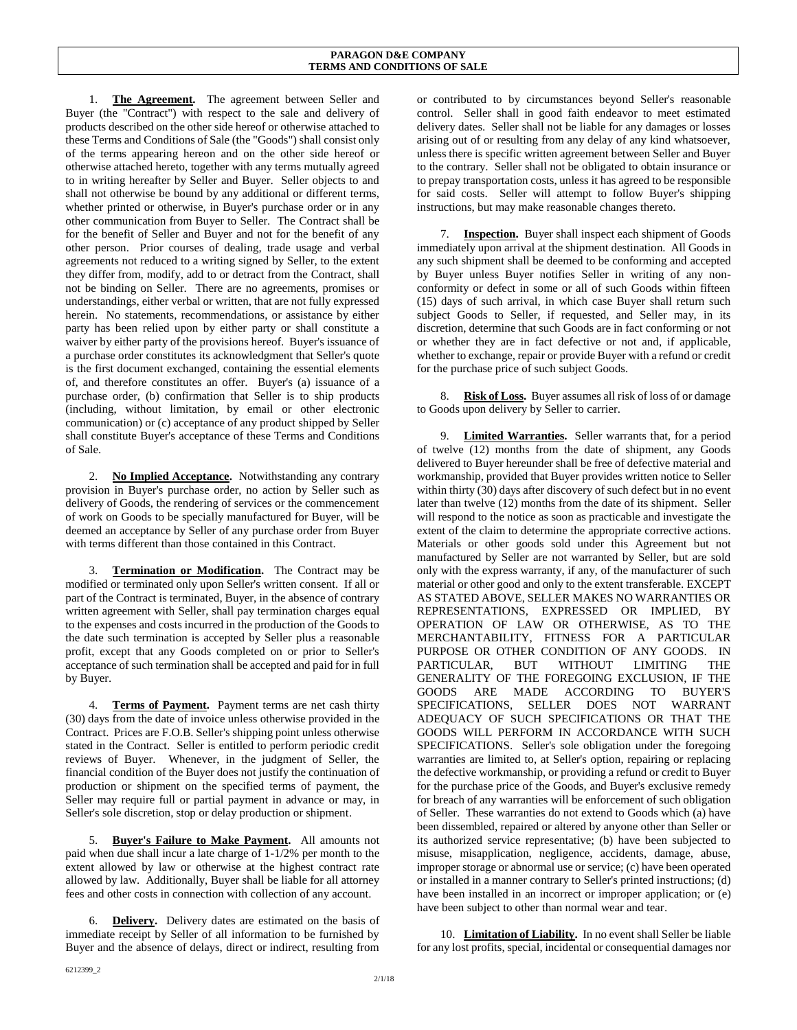**PARAGON D&E COMPANY**
**TERMS AND CONDITIONS OF SALE**

1. **The Agreement.** The agreement between Seller and Buyer (the "Contract") with respect to the sale and delivery of products described on the other side hereof or otherwise attached to these Terms and Conditions of Sale (the "Goods") shall consist only of the terms appearing hereon and on the other side hereof or otherwise attached hereto, together with any terms mutually agreed to in writing hereafter by Seller and Buyer. Seller objects to and shall not otherwise be bound by any additional or different terms, whether printed or otherwise, in Buyer's purchase order or in any other communication from Buyer to Seller. The Contract shall be for the benefit of Seller and Buyer and not for the benefit of any other person. Prior courses of dealing, trade usage and verbal agreements not reduced to a writing signed by Seller, to the extent they differ from, modify, add to or detract from the Contract, shall not be binding on Seller. There are no agreements, promises or understandings, either verbal or written, that are not fully expressed herein. No statements, recommendations, or assistance by either party has been relied upon by either party or shall constitute a waiver by either party of the provisions hereof. Buyer's issuance of a purchase order constitutes its acknowledgment that Seller's quote is the first document exchanged, containing the essential elements of, and therefore constitutes an offer. Buyer's (a) issuance of a purchase order, (b) confirmation that Seller is to ship products (including, without limitation, by email or other electronic communication) or (c) acceptance of any product shipped by Seller shall constitute Buyer's acceptance of these Terms and Conditions of Sale.

2. **No Implied Acceptance.** Notwithstanding any contrary provision in Buyer's purchase order, no action by Seller such as delivery of Goods, the rendering of services or the commencement of work on Goods to be specially manufactured for Buyer, will be deemed an acceptance by Seller of any purchase order from Buyer with terms different than those contained in this Contract.

3. **Termination or Modification.** The Contract may be modified or terminated only upon Seller's written consent. If all or part of the Contract is terminated, Buyer, in the absence of contrary written agreement with Seller, shall pay termination charges equal to the expenses and costs incurred in the production of the Goods to the date such termination is accepted by Seller plus a reasonable profit, except that any Goods completed on or prior to Seller's acceptance of such termination shall be accepted and paid for in full by Buyer.

4. **Terms of Payment.** Payment terms are net cash thirty (30) days from the date of invoice unless otherwise provided in the Contract. Prices are F.O.B. Seller's shipping point unless otherwise stated in the Contract. Seller is entitled to perform periodic credit reviews of Buyer. Whenever, in the judgment of Seller, the financial condition of the Buyer does not justify the continuation of production or shipment on the specified terms of payment, the Seller may require full or partial payment in advance or may, in Seller's sole discretion, stop or delay production or shipment.

5. **Buyer's Failure to Make Payment.** All amounts not paid when due shall incur a late charge of 1-1/2% per month to the extent allowed by law or otherwise at the highest contract rate allowed by law. Additionally, Buyer shall be liable for all attorney fees and other costs in connection with collection of any account.

6. **Delivery.** Delivery dates are estimated on the basis of immediate receipt by Seller of all information to be furnished by Buyer and the absence of delays, direct or indirect, resulting from or contributed to by circumstances beyond Seller's reasonable control. Seller shall in good faith endeavor to meet estimated delivery dates. Seller shall not be liable for any damages or losses arising out of or resulting from any delay of any kind whatsoever, unless there is specific written agreement between Seller and Buyer to the contrary. Seller shall not be obligated to obtain insurance or to prepay transportation costs, unless it has agreed to be responsible for said costs. Seller will attempt to follow Buyer's shipping instructions, but may make reasonable changes thereto.

7. **Inspection.** Buyer shall inspect each shipment of Goods immediately upon arrival at the shipment destination. All Goods in any such shipment shall be deemed to be conforming and accepted by Buyer unless Buyer notifies Seller in writing of any non-conformity or defect in some or all of such Goods within fifteen (15) days of such arrival, in which case Buyer shall return such subject Goods to Seller, if requested, and Seller may, in its discretion, determine that such Goods are in fact conforming or not or whether they are in fact defective or not and, if applicable, whether to exchange, repair or provide Buyer with a refund or credit for the purchase price of such subject Goods.

8. **Risk of Loss.** Buyer assumes all risk of loss of or damage to Goods upon delivery by Seller to carrier.

9. **Limited Warranties.** Seller warrants that, for a period of twelve (12) months from the date of shipment, any Goods delivered to Buyer hereunder shall be free of defective material and workmanship, provided that Buyer provides written notice to Seller within thirty (30) days after discovery of such defect but in no event later than twelve (12) months from the date of its shipment. Seller will respond to the notice as soon as practicable and investigate the extent of the claim to determine the appropriate corrective actions. Materials or other goods sold under this Agreement but not manufactured by Seller are not warranted by Seller, but are sold only with the express warranty, if any, of the manufacturer of such material or other good and only to the extent transferable. EXCEPT AS STATED ABOVE, SELLER MAKES NO WARRANTIES OR REPRESENTATIONS, EXPRESSED OR IMPLIED, BY OPERATION OF LAW OR OTHERWISE, AS TO THE MERCHANTABILITY, FITNESS FOR A PARTICULAR PURPOSE OR OTHER CONDITION OF ANY GOODS. IN PARTICULAR, BUT WITHOUT LIMITING THE GENERALITY OF THE FOREGOING EXCLUSION, IF THE GOODS ARE MADE ACCORDING TO BUYER'S SPECIFICATIONS, SELLER DOES NOT WARRANT ADEQUACY OF SUCH SPECIFICATIONS OR THAT THE GOODS WILL PERFORM IN ACCORDANCE WITH SUCH SPECIFICATIONS. Seller's sole obligation under the foregoing warranties are limited to, at Seller's option, repairing or replacing the defective workmanship, or providing a refund or credit to Buyer for the purchase price of the Goods, and Buyer's exclusive remedy for breach of any warranties will be enforcement of such obligation of Seller. These warranties do not extend to Goods which (a) have been dissembled, repaired or altered by anyone other than Seller or its authorized service representative; (b) have been subjected to misuse, misapplication, negligence, accidents, damage, abuse, improper storage or abnormal use or service; (c) have been operated or installed in a manner contrary to Seller's printed instructions; (d) have been installed in an incorrect or improper application; or (e) have been subject to other than normal wear and tear.

10. **Limitation of Liability.** In no event shall Seller be liable for any lost profits, special, incidental or consequential damages nor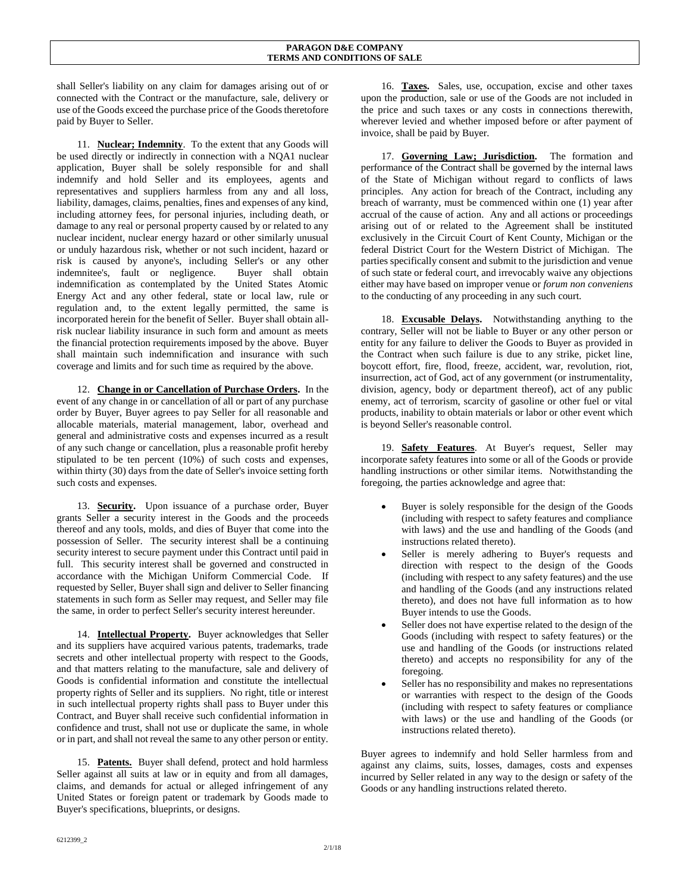shall Seller's liability on any claim for damages arising out of or connected with the Contract or the manufacture, sale, delivery or use of the Goods exceed the purchase price of the Goods theretofore paid by Buyer to Seller.

11. **Nuclear; Indemnity**. To the extent that any Goods will be used directly or indirectly in connection with a NQA1 nuclear application, Buyer shall be solely responsible for and shall indemnify and hold Seller and its employees, agents and representatives and suppliers harmless from any and all loss, liability, damages, claims, penalties, fines and expenses of any kind, including attorney fees, for personal injuries, including death, or damage to any real or personal property caused by or related to any nuclear incident, nuclear energy hazard or other similarly unusual or unduly hazardous risk, whether or not such incident, hazard or risk is caused by anyone's, including Seller's or any other indemnitee's, fault or negligence. Buyer shall obtain indemnification as contemplated by the United States Atomic Energy Act and any other federal, state or local law, rule or regulation and, to the extent legally permitted, the same is incorporated herein for the benefit of Seller. Buyer shall obtain all-risk nuclear liability insurance in such form and amount as meets the financial protection requirements imposed by the above. Buyer shall maintain such indemnification and insurance with such coverage and limits and for such time as required by the above.

12. **Change in or Cancellation of Purchase Orders.** In the event of any change in or cancellation of all or part of any purchase order by Buyer, Buyer agrees to pay Seller for all reasonable and allocable materials, material management, labor, overhead and general and administrative costs and expenses incurred as a result of any such change or cancellation, plus a reasonable profit hereby stipulated to be ten percent (10%) of such costs and expenses, within thirty (30) days from the date of Seller's invoice setting forth such costs and expenses.

13. **Security.** Upon issuance of a purchase order, Buyer grants Seller a security interest in the Goods and the proceeds thereof and any tools, molds, and dies of Buyer that come into the possession of Seller. The security interest shall be a continuing security interest to secure payment under this Contract until paid in full. This security interest shall be governed and constructed in accordance with the Michigan Uniform Commercial Code. If requested by Seller, Buyer shall sign and deliver to Seller financing statements in such form as Seller may request, and Seller may file the same, in order to perfect Seller's security interest hereunder.

14. **Intellectual Property.** Buyer acknowledges that Seller and its suppliers have acquired various patents, trademarks, trade secrets and other intellectual property with respect to the Goods, and that matters relating to the manufacture, sale and delivery of Goods is confidential information and constitute the intellectual property rights of Seller and its suppliers. No right, title or interest in such intellectual property rights shall pass to Buyer under this Contract, and Buyer shall receive such confidential information in confidence and trust, shall not use or duplicate the same, in whole or in part, and shall not reveal the same to any other person or entity.

15. **Patents.** Buyer shall defend, protect and hold harmless Seller against all suits at law or in equity and from all damages, claims, and demands for actual or alleged infringement of any United States or foreign patent or trademark by Goods made to Buyer's specifications, blueprints, or designs.

16. **Taxes.** Sales, use, occupation, excise and other taxes upon the production, sale or use of the Goods are not included in the price and such taxes or any costs in connections therewith, wherever levied and whether imposed before or after payment of invoice, shall be paid by Buyer.

17. **Governing Law; Jurisdiction.** The formation and performance of the Contract shall be governed by the internal laws of the State of Michigan without regard to conflicts of laws principles. Any action for breach of the Contract, including any breach of warranty, must be commenced within one (1) year after accrual of the cause of action. Any and all actions or proceedings arising out of or related to the Agreement shall be instituted exclusively in the Circuit Court of Kent County, Michigan or the federal District Court for the Western District of Michigan. The parties specifically consent and submit to the jurisdiction and venue of such state or federal court, and irrevocably waive any objections either may have based on improper venue or *forum non conveniens* to the conducting of any proceeding in any such court.

18. **Excusable Delays.** Notwithstanding anything to the contrary, Seller will not be liable to Buyer or any other person or entity for any failure to deliver the Goods to Buyer as provided in the Contract when such failure is due to any strike, picket line, boycott effort, fire, flood, freeze, accident, war, revolution, riot, insurrection, act of God, act of any government (or instrumentality, division, agency, body or department thereof), act of any public enemy, act of terrorism, scarcity of gasoline or other fuel or vital products, inability to obtain materials or labor or other event which is beyond Seller's reasonable control.

19. **Safety Features**. At Buyer's request, Seller may incorporate safety features into some or all of the Goods or provide handling instructions or other similar items. Notwithstanding the foregoing, the parties acknowledge and agree that:

- Buyer is solely responsible for the design of the Goods (including with respect to safety features and compliance with laws) and the use and handling of the Goods (and instructions related thereto).
- Seller is merely adhering to Buyer's requests and direction with respect to the design of the Goods (including with respect to any safety features) and the use and handling of the Goods (and any instructions related thereto), and does not have full information as to how Buyer intends to use the Goods.
- Seller does not have expertise related to the design of the Goods (including with respect to safety features) or the use and handling of the Goods (or instructions related thereto) and accepts no responsibility for any of the foregoing.
- Seller has no responsibility and makes no representations or warranties with respect to the design of the Goods (including with respect to safety features or compliance with laws) or the use and handling of the Goods (or instructions related thereto).

Buyer agrees to indemnify and hold Seller harmless from and against any claims, suits, losses, damages, costs and expenses incurred by Seller related in any way to the design or safety of the Goods or any handling instructions related thereto.